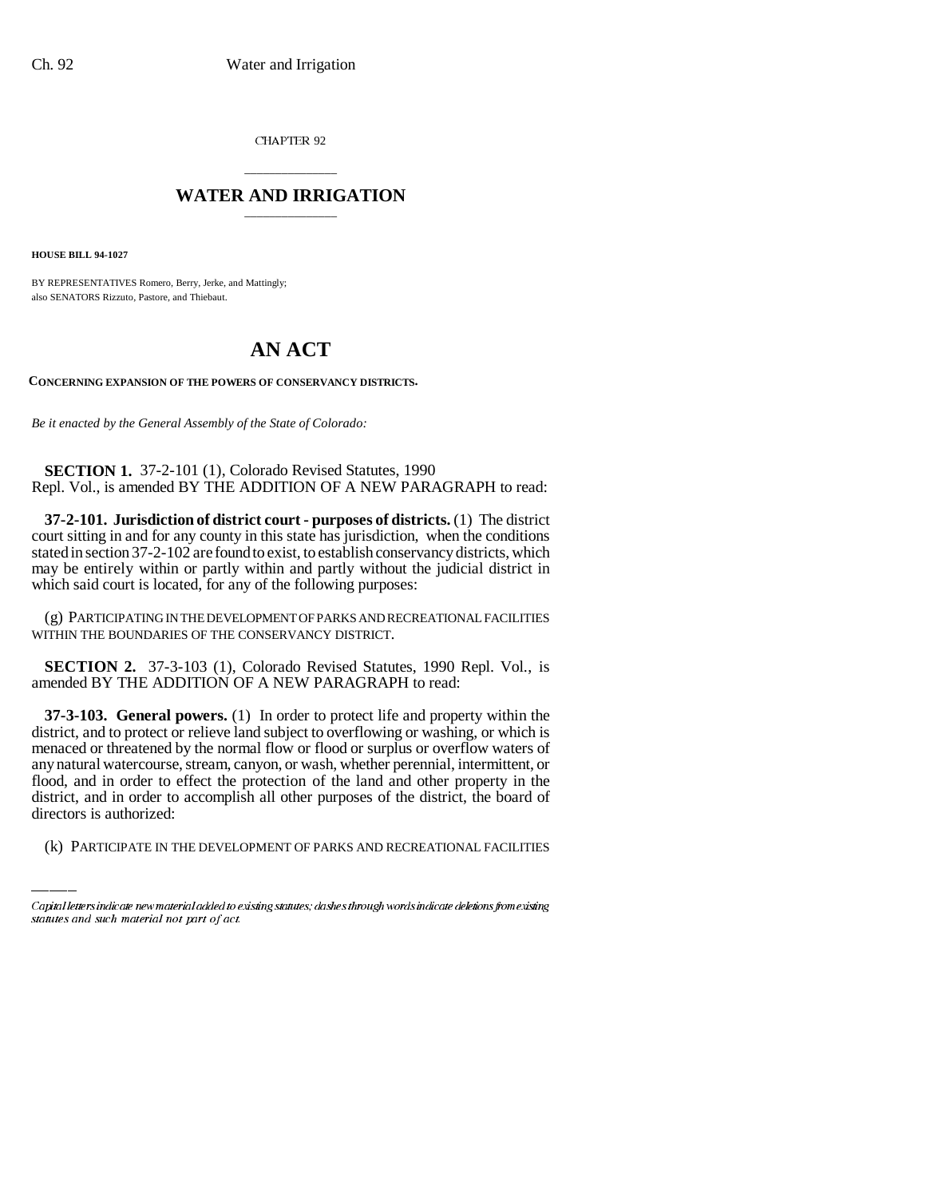CHAPTER 92

# WATER AND IRRIGATION

**HOUSE BILL 94-1027**

BY REPRESENTATIVES Romero, Berry, Jerke, and Mattingly;
also SENATORS Rizzuto, Pastore, and Thiebaut.

# AN ACT

**CONCERNING EXPANSION OF THE POWERS OF CONSERVANCY DISTRICTS.**

*Be it enacted by the General Assembly of the State of Colorado:*

**SECTION 1.** 37-2-101 (1), Colorado Revised Statutes, 1990 Repl. Vol., is amended BY THE ADDITION OF A NEW PARAGRAPH to read:

**37-2-101. Jurisdiction of district court - purposes of districts.** (1) The district court sitting in and for any county in this state has jurisdiction, when the conditions stated in section 37-2-102 are found to exist, to establish conservancy districts, which may be entirely within or partly within and partly without the judicial district in which said court is located, for any of the following purposes:

(g) PARTICIPATING IN THE DEVELOPMENT OF PARKS AND RECREATIONAL FACILITIES WITHIN THE BOUNDARIES OF THE CONSERVANCY DISTRICT.

**SECTION 2.** 37-3-103 (1), Colorado Revised Statutes, 1990 Repl. Vol., is amended BY THE ADDITION OF A NEW PARAGRAPH to read:

**37-3-103. General powers.** (1) In order to protect life and property within the district, and to protect or relieve land subject to overflowing or washing, or which is menaced or threatened by the normal flow or flood or surplus or overflow waters of any natural watercourse, stream, canyon, or wash, whether perennial, intermittent, or flood, and in order to effect the protection of the land and other property in the district, and in order to accomplish all other purposes of the district, the board of directors is authorized:

(k) PARTICIPATE IN THE DEVELOPMENT OF PARKS AND RECREATIONAL FACILITIES

*Capital letters indicate new material added to existing statutes; dashes through words indicate deletions from existing statutes and such material not part of act.*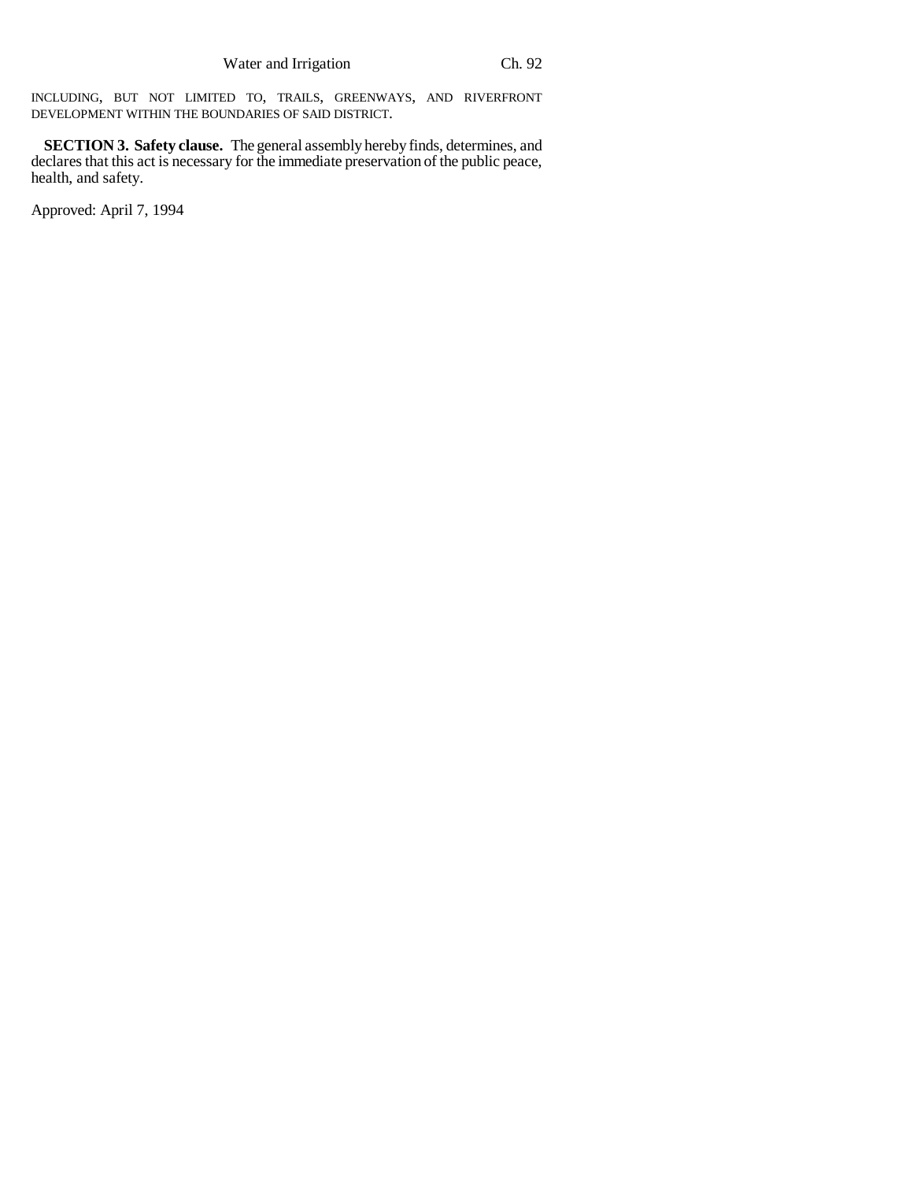INCLUDING, BUT NOT LIMITED TO, TRAILS, GREENWAYS, AND RIVERFRONT DEVELOPMENT WITHIN THE BOUNDARIES OF SAID DISTRICT.

**SECTION 3. Safety clause.** The general assembly hereby finds, determines, and declares that this act is necessary for the immediate preservation of the public peace, health, and safety.

Approved: April 7, 1994